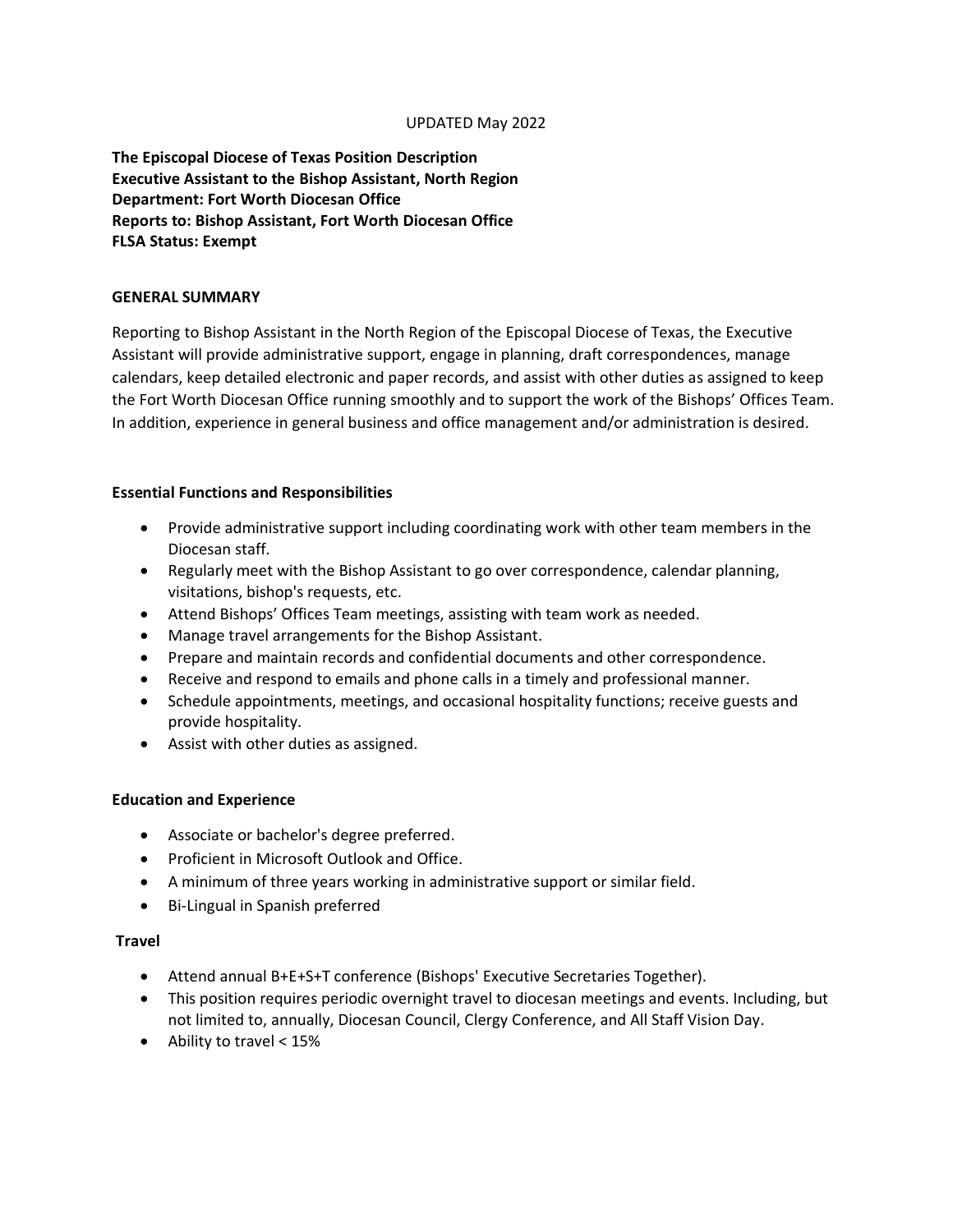UPDATED May 2022

**The Episcopal Diocese of Texas Position Description**
**Executive Assistant to the Bishop Assistant, North Region**
**Department: Fort Worth Diocesan Office**
**Reports to: Bishop Assistant, Fort Worth Diocesan Office**
**FLSA Status: Exempt**

## GENERAL SUMMARY

Reporting to Bishop Assistant in the North Region of the Episcopal Diocese of Texas, the Executive Assistant will provide administrative support, engage in planning, draft correspondences, manage calendars, keep detailed electronic and paper records, and assist with other duties as assigned to keep the Fort Worth Diocesan Office running smoothly and to support the work of the Bishops' Offices Team. In addition, experience in general business and office management and/or administration is desired.

## Essential Functions and Responsibilities

- Provide administrative support including coordinating work with other team members in the Diocesan staff.
- Regularly meet with the Bishop Assistant to go over correspondence, calendar planning, visitations, bishop's requests, etc.
- Attend Bishops' Offices Team meetings, assisting with team work as needed.
- Manage travel arrangements for the Bishop Assistant.
- Prepare and maintain records and confidential documents and other correspondence.
- Receive and respond to emails and phone calls in a timely and professional manner.
- Schedule appointments, meetings, and occasional hospitality functions; receive guests and provide hospitality.
- Assist with other duties as assigned.

## Education and Experience

- Associate or bachelor's degree preferred.
- Proficient in Microsoft Outlook and Office.
- A minimum of three years working in administrative support or similar field.
- Bi-Lingual in Spanish preferred

## Travel

- Attend annual B+E+S+T conference (Bishops' Executive Secretaries Together).
- This position requires periodic overnight travel to diocesan meetings and events. Including, but not limited to, annually, Diocesan Council, Clergy Conference, and All Staff Vision Day.
- Ability to travel < 15%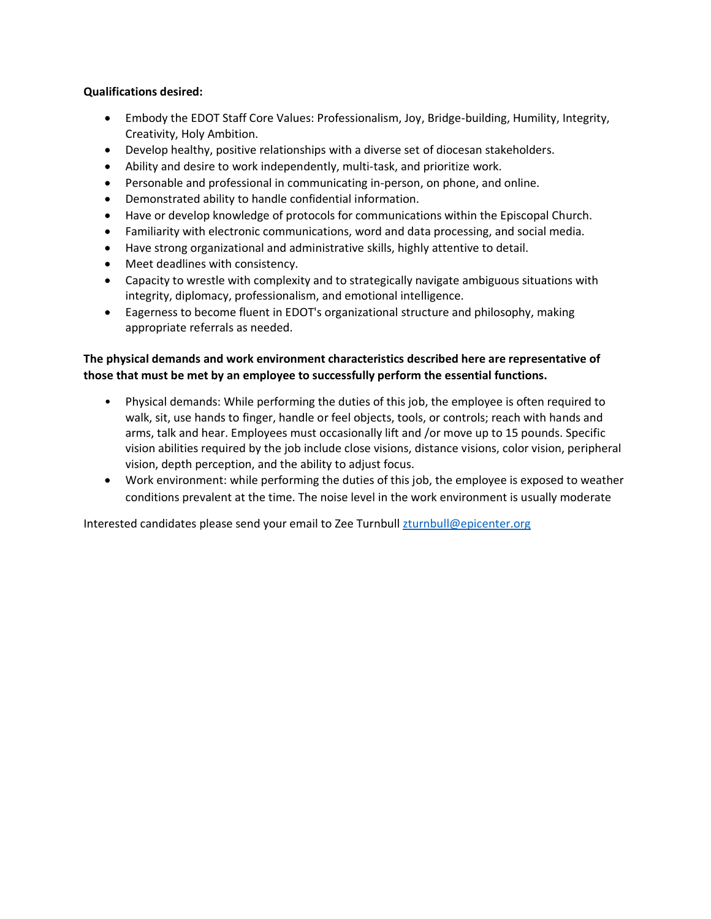**Qualifications desired:**

- Embody the EDOT Staff Core Values: Professionalism, Joy, Bridge-building, Humility, Integrity, Creativity, Holy Ambition.
- Develop healthy, positive relationships with a diverse set of diocesan stakeholders.
- Ability and desire to work independently, multi-task, and prioritize work.
- Personable and professional in communicating in-person, on phone, and online.
- Demonstrated ability to handle confidential information.
- Have or develop knowledge of protocols for communications within the Episcopal Church.
- Familiarity with electronic communications, word and data processing, and social media.
- Have strong organizational and administrative skills, highly attentive to detail.
- Meet deadlines with consistency.
- Capacity to wrestle with complexity and to strategically navigate ambiguous situations with integrity, diplomacy, professionalism, and emotional intelligence.
- Eagerness to become fluent in EDOT's organizational structure and philosophy, making appropriate referrals as needed.

**The physical demands and work environment characteristics described here are representative of those that must be met by an employee to successfully perform the essential functions.**

- Physical demands: While performing the duties of this job, the employee is often required to walk, sit, use hands to finger, handle or feel objects, tools, or controls; reach with hands and arms, talk and hear. Employees must occasionally lift and /or move up to 15 pounds. Specific vision abilities required by the job include close visions, distance visions, color vision, peripheral vision, depth perception, and the ability to adjust focus.
- Work environment: while performing the duties of this job, the employee is exposed to weather conditions prevalent at the time. The noise level in the work environment is usually moderate

Interested candidates please send your email to Zee Turnbull zturnbull@epicenter.org